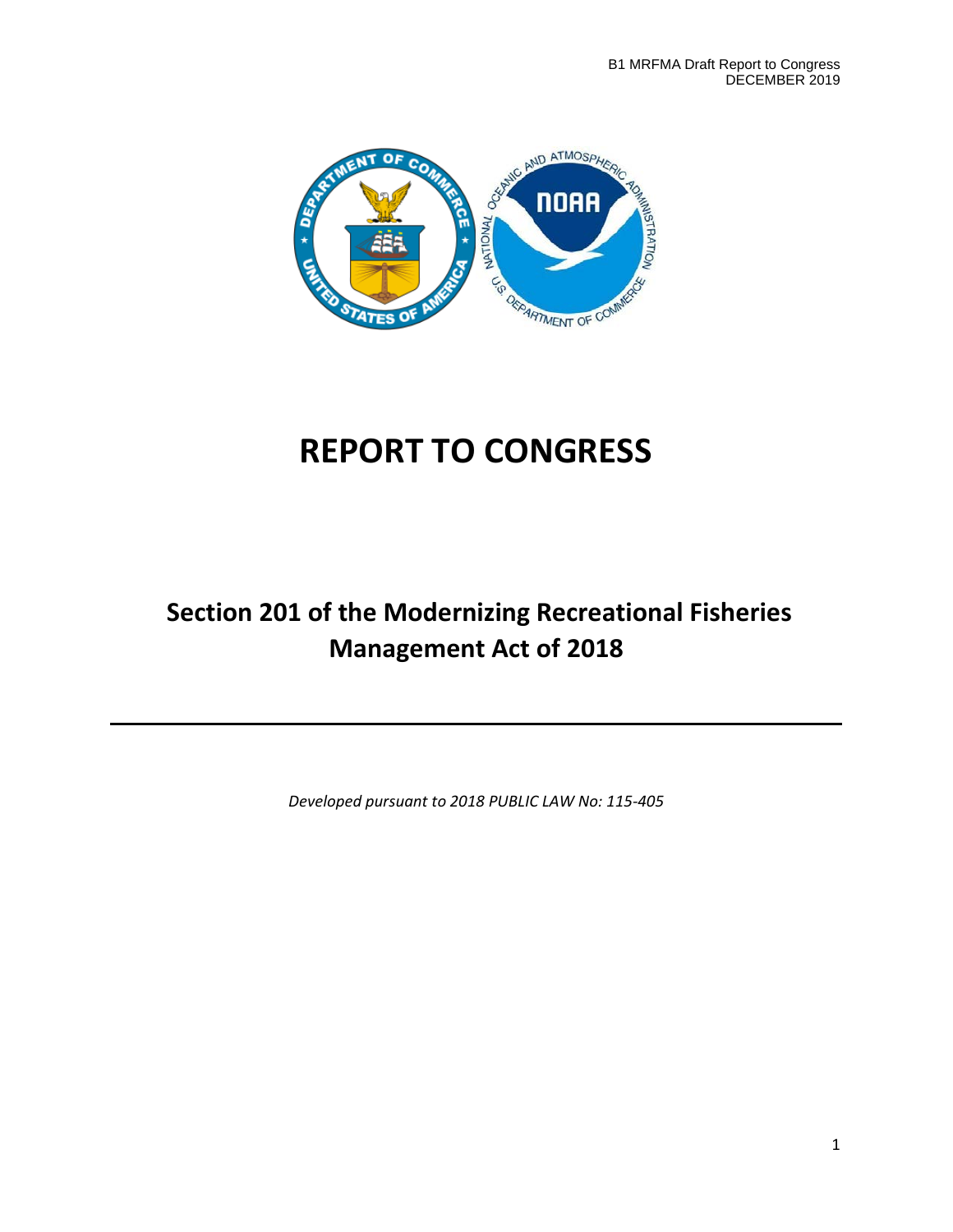# REPORT TO CONGRESS

## Section 201 of the Modernizing Recreational Fisheries Management Act of 2018

*Developed pursuant to 2018 PUBLIC LAW No: 115-405*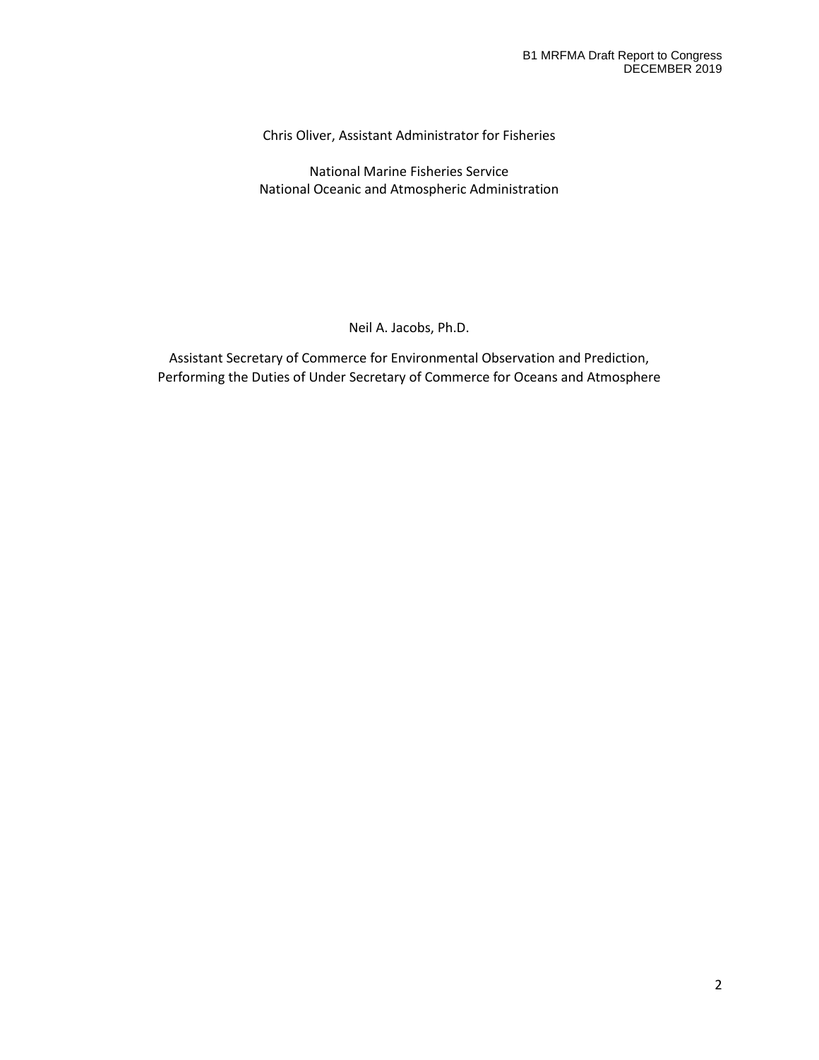Chris Oliver, Assistant Administrator for Fisheries

National Marine Fisheries Service
National Oceanic and Atmospheric Administration

Neil A. Jacobs, Ph.D.

Assistant Secretary of Commerce for Environmental Observation and Prediction,
Performing the Duties of Under Secretary of Commerce for Oceans and Atmosphere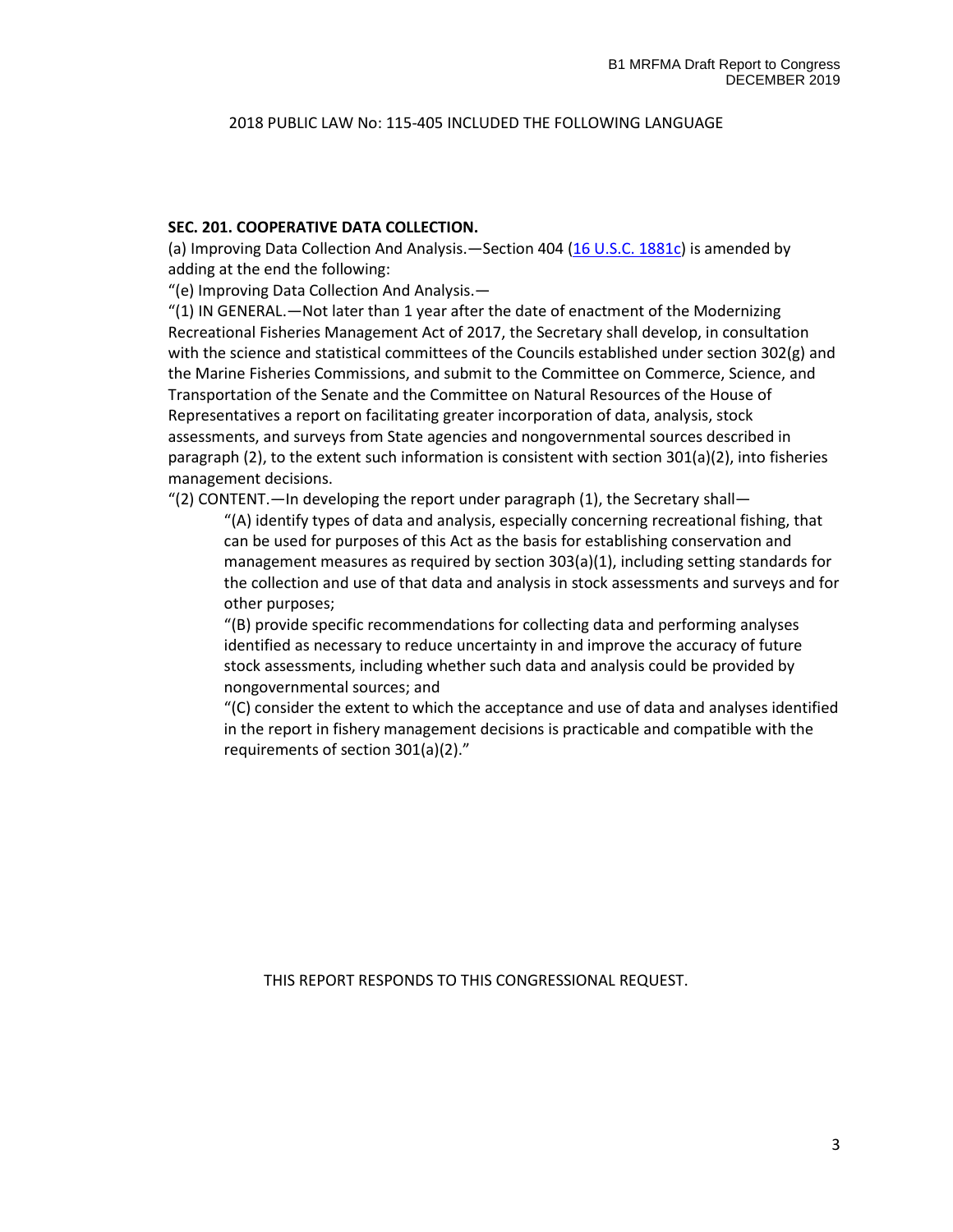2018 PUBLIC LAW No: 115-405 INCLUDED THE FOLLOWING LANGUAGE

**SEC. 201. COOPERATIVE DATA COLLECTION.**

(a) Improving Data Collection And Analysis.—Section 404 (16 U.S.C. 1881c) is amended by adding at the end the following:

"(e) Improving Data Collection And Analysis.—

"(1) IN GENERAL.—Not later than 1 year after the date of enactment of the Modernizing Recreational Fisheries Management Act of 2017, the Secretary shall develop, in consultation with the science and statistical committees of the Councils established under section 302(g) and the Marine Fisheries Commissions, and submit to the Committee on Commerce, Science, and Transportation of the Senate and the Committee on Natural Resources of the House of Representatives a report on facilitating greater incorporation of data, analysis, stock assessments, and surveys from State agencies and nongovernmental sources described in paragraph (2), to the extent such information is consistent with section 301(a)(2), into fisheries management decisions.

"(2) CONTENT.—In developing the report under paragraph (1), the Secretary shall—

> "(A) identify types of data and analysis, especially concerning recreational fishing, that can be used for purposes of this Act as the basis for establishing conservation and management measures as required by section 303(a)(1), including setting standards for the collection and use of that data and analysis in stock assessments and surveys and for other purposes;
>
> "(B) provide specific recommendations for collecting data and performing analyses identified as necessary to reduce uncertainty in and improve the accuracy of future stock assessments, including whether such data and analysis could be provided by nongovernmental sources; and
>
> "(C) consider the extent to which the acceptance and use of data and analyses identified in the report in fishery management decisions is practicable and compatible with the requirements of section 301(a)(2)."

THIS REPORT RESPONDS TO THIS CONGRESSIONAL REQUEST.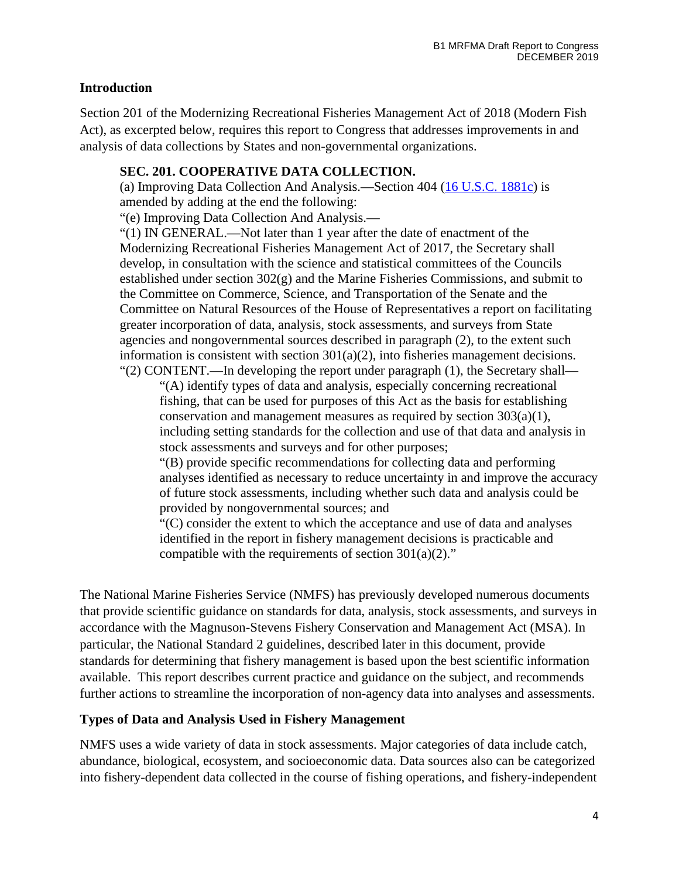## Introduction

Section 201 of the Modernizing Recreational Fisheries Management Act of 2018 (Modern Fish Act), as excerpted below, requires this report to Congress that addresses improvements in and analysis of data collections by States and non-governmental organizations.

> **SEC. 201. COOPERATIVE DATA COLLECTION.**
>
> (a) Improving Data Collection And Analysis.—Section 404 (16 U.S.C. 1881c) is amended by adding at the end the following:
>
> "(e) Improving Data Collection And Analysis.—
>
> "(1) IN GENERAL.—Not later than 1 year after the date of enactment of the Modernizing Recreational Fisheries Management Act of 2017, the Secretary shall develop, in consultation with the science and statistical committees of the Councils established under section 302(g) and the Marine Fisheries Commissions, and submit to the Committee on Commerce, Science, and Transportation of the Senate and the Committee on Natural Resources of the House of Representatives a report on facilitating greater incorporation of data, analysis, stock assessments, and surveys from State agencies and nongovernmental sources described in paragraph (2), to the extent such information is consistent with section 301(a)(2), into fisheries management decisions.
>
> "(2) CONTENT.—In developing the report under paragraph (1), the Secretary shall—
>
> > "(A) identify types of data and analysis, especially concerning recreational fishing, that can be used for purposes of this Act as the basis for establishing conservation and management measures as required by section 303(a)(1), including setting standards for the collection and use of that data and analysis in stock assessments and surveys and for other purposes;
> >
> > "(B) provide specific recommendations for collecting data and performing analyses identified as necessary to reduce uncertainty in and improve the accuracy of future stock assessments, including whether such data and analysis could be provided by nongovernmental sources; and
> >
> > "(C) consider the extent to which the acceptance and use of data and analyses identified in the report in fishery management decisions is practicable and compatible with the requirements of section 301(a)(2)."

The National Marine Fisheries Service (NMFS) has previously developed numerous documents that provide scientific guidance on standards for data, analysis, stock assessments, and surveys in accordance with the Magnuson-Stevens Fishery Conservation and Management Act (MSA). In particular, the National Standard 2 guidelines, described later in this document, provide standards for determining that fishery management is based upon the best scientific information available. This report describes current practice and guidance on the subject, and recommends further actions to streamline the incorporation of non-agency data into analyses and assessments.

## Types of Data and Analysis Used in Fishery Management

NMFS uses a wide variety of data in stock assessments. Major categories of data include catch, abundance, biological, ecosystem, and socioeconomic data. Data sources also can be categorized into fishery-dependent data collected in the course of fishing operations, and fishery-independent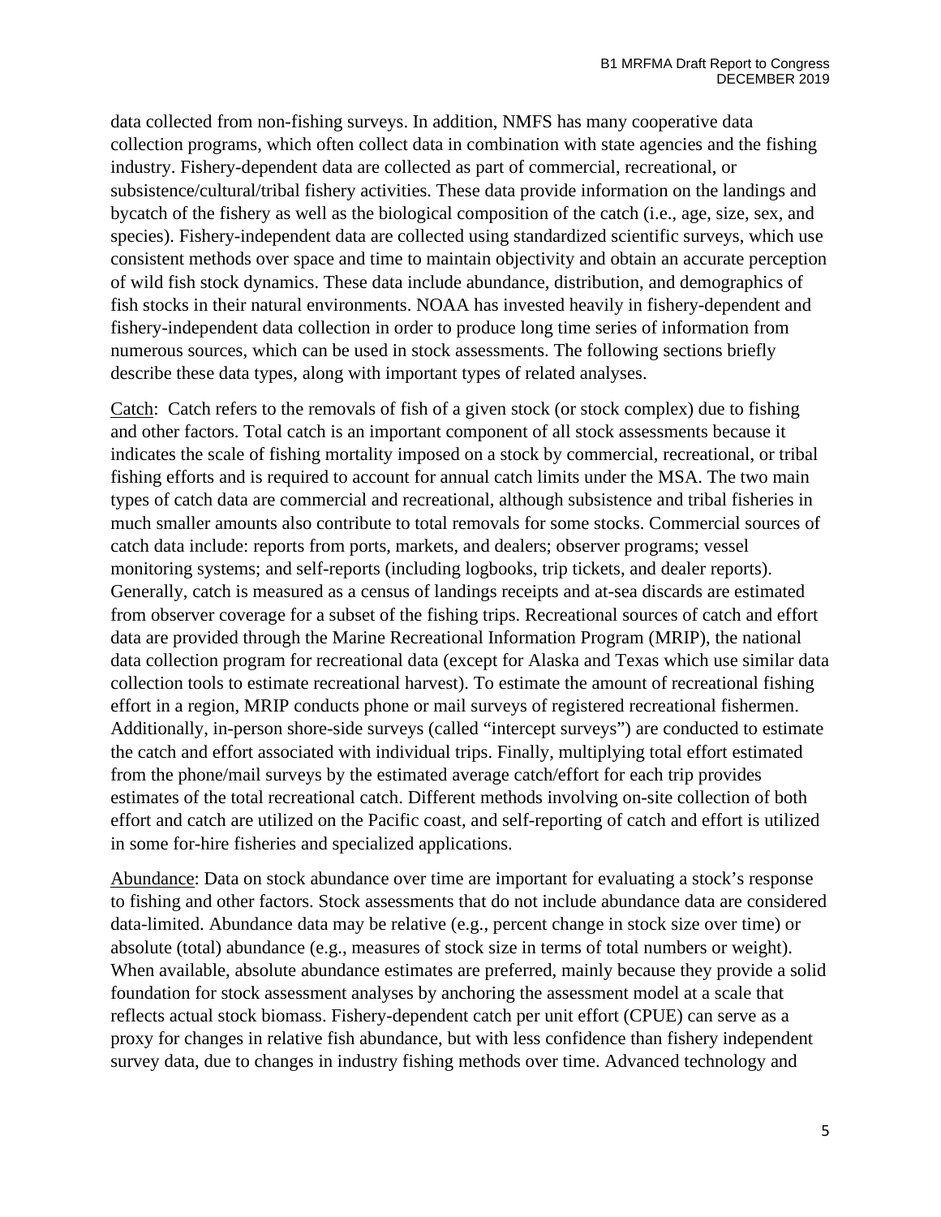data collected from non-fishing surveys. In addition, NMFS has many cooperative data collection programs, which often collect data in combination with state agencies and the fishing industry. Fishery-dependent data are collected as part of commercial, recreational, or subsistence/cultural/tribal fishery activities. These data provide information on the landings and bycatch of the fishery as well as the biological composition of the catch (i.e., age, size, sex, and species). Fishery-independent data are collected using standardized scientific surveys, which use consistent methods over space and time to maintain objectivity and obtain an accurate perception of wild fish stock dynamics. These data include abundance, distribution, and demographics of fish stocks in their natural environments. NOAA has invested heavily in fishery-dependent and fishery-independent data collection in order to produce long time series of information from numerous sources, which can be used in stock assessments. The following sections briefly describe these data types, along with important types of related analyses.

Catch: Catch refers to the removals of fish of a given stock (or stock complex) due to fishing and other factors. Total catch is an important component of all stock assessments because it indicates the scale of fishing mortality imposed on a stock by commercial, recreational, or tribal fishing efforts and is required to account for annual catch limits under the MSA. The two main types of catch data are commercial and recreational, although subsistence and tribal fisheries in much smaller amounts also contribute to total removals for some stocks. Commercial sources of catch data include: reports from ports, markets, and dealers; observer programs; vessel monitoring systems; and self-reports (including logbooks, trip tickets, and dealer reports). Generally, catch is measured as a census of landings receipts and at-sea discards are estimated from observer coverage for a subset of the fishing trips. Recreational sources of catch and effort data are provided through the Marine Recreational Information Program (MRIP), the national data collection program for recreational data (except for Alaska and Texas which use similar data collection tools to estimate recreational harvest). To estimate the amount of recreational fishing effort in a region, MRIP conducts phone or mail surveys of registered recreational fishermen. Additionally, in-person shore-side surveys (called "intercept surveys") are conducted to estimate the catch and effort associated with individual trips. Finally, multiplying total effort estimated from the phone/mail surveys by the estimated average catch/effort for each trip provides estimates of the total recreational catch. Different methods involving on-site collection of both effort and catch are utilized on the Pacific coast, and self-reporting of catch and effort is utilized in some for-hire fisheries and specialized applications.

Abundance: Data on stock abundance over time are important for evaluating a stock's response to fishing and other factors. Stock assessments that do not include abundance data are considered data-limited. Abundance data may be relative (e.g., percent change in stock size over time) or absolute (total) abundance (e.g., measures of stock size in terms of total numbers or weight). When available, absolute abundance estimates are preferred, mainly because they provide a solid foundation for stock assessment analyses by anchoring the assessment model at a scale that reflects actual stock biomass. Fishery-dependent catch per unit effort (CPUE) can serve as a proxy for changes in relative fish abundance, but with less confidence than fishery independent survey data, due to changes in industry fishing methods over time. Advanced technology and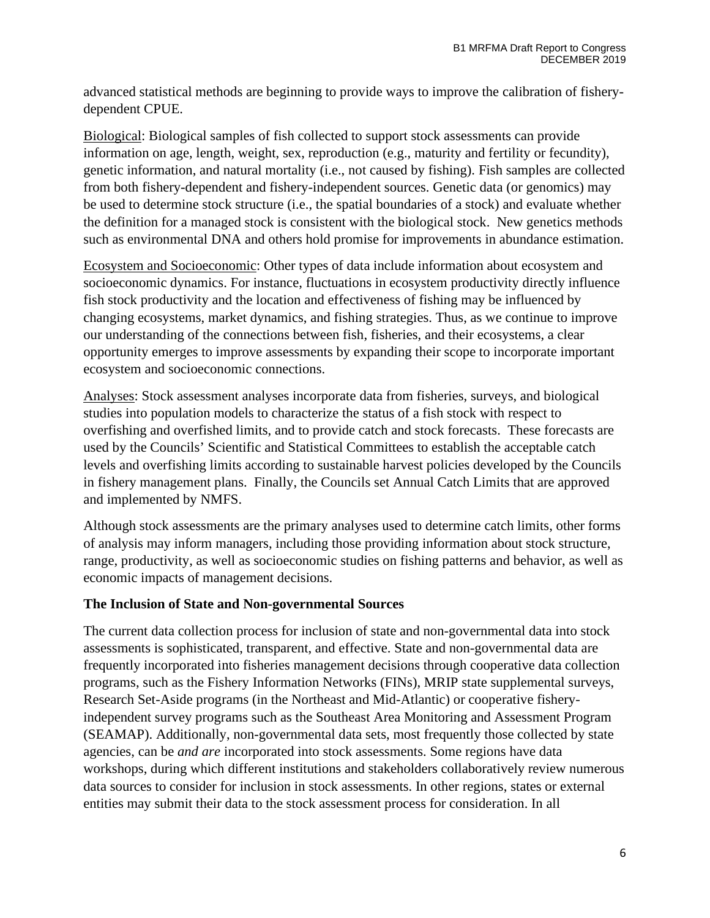advanced statistical methods are beginning to provide ways to improve the calibration of fishery-dependent CPUE.

Biological: Biological samples of fish collected to support stock assessments can provide information on age, length, weight, sex, reproduction (e.g., maturity and fertility or fecundity), genetic information, and natural mortality (i.e., not caused by fishing). Fish samples are collected from both fishery-dependent and fishery-independent sources. Genetic data (or genomics) may be used to determine stock structure (i.e., the spatial boundaries of a stock) and evaluate whether the definition for a managed stock is consistent with the biological stock. New genetics methods such as environmental DNA and others hold promise for improvements in abundance estimation.

Ecosystem and Socioeconomic: Other types of data include information about ecosystem and socioeconomic dynamics. For instance, fluctuations in ecosystem productivity directly influence fish stock productivity and the location and effectiveness of fishing may be influenced by changing ecosystems, market dynamics, and fishing strategies. Thus, as we continue to improve our understanding of the connections between fish, fisheries, and their ecosystems, a clear opportunity emerges to improve assessments by expanding their scope to incorporate important ecosystem and socioeconomic connections.

Analyses: Stock assessment analyses incorporate data from fisheries, surveys, and biological studies into population models to characterize the status of a fish stock with respect to overfishing and overfished limits, and to provide catch and stock forecasts. These forecasts are used by the Councils' Scientific and Statistical Committees to establish the acceptable catch levels and overfishing limits according to sustainable harvest policies developed by the Councils in fishery management plans. Finally, the Councils set Annual Catch Limits that are approved and implemented by NMFS.

Although stock assessments are the primary analyses used to determine catch limits, other forms of analysis may inform managers, including those providing information about stock structure, range, productivity, as well as socioeconomic studies on fishing patterns and behavior, as well as economic impacts of management decisions.

**The Inclusion of State and Non-governmental Sources**

The current data collection process for inclusion of state and non-governmental data into stock assessments is sophisticated, transparent, and effective. State and non-governmental data are frequently incorporated into fisheries management decisions through cooperative data collection programs, such as the Fishery Information Networks (FINs), MRIP state supplemental surveys, Research Set-Aside programs (in the Northeast and Mid-Atlantic) or cooperative fishery-independent survey programs such as the Southeast Area Monitoring and Assessment Program (SEAMAP). Additionally, non-governmental data sets, most frequently those collected by state agencies, can be *and are* incorporated into stock assessments. Some regions have data workshops, during which different institutions and stakeholders collaboratively review numerous data sources to consider for inclusion in stock assessments. In other regions, states or external entities may submit their data to the stock assessment process for consideration. In all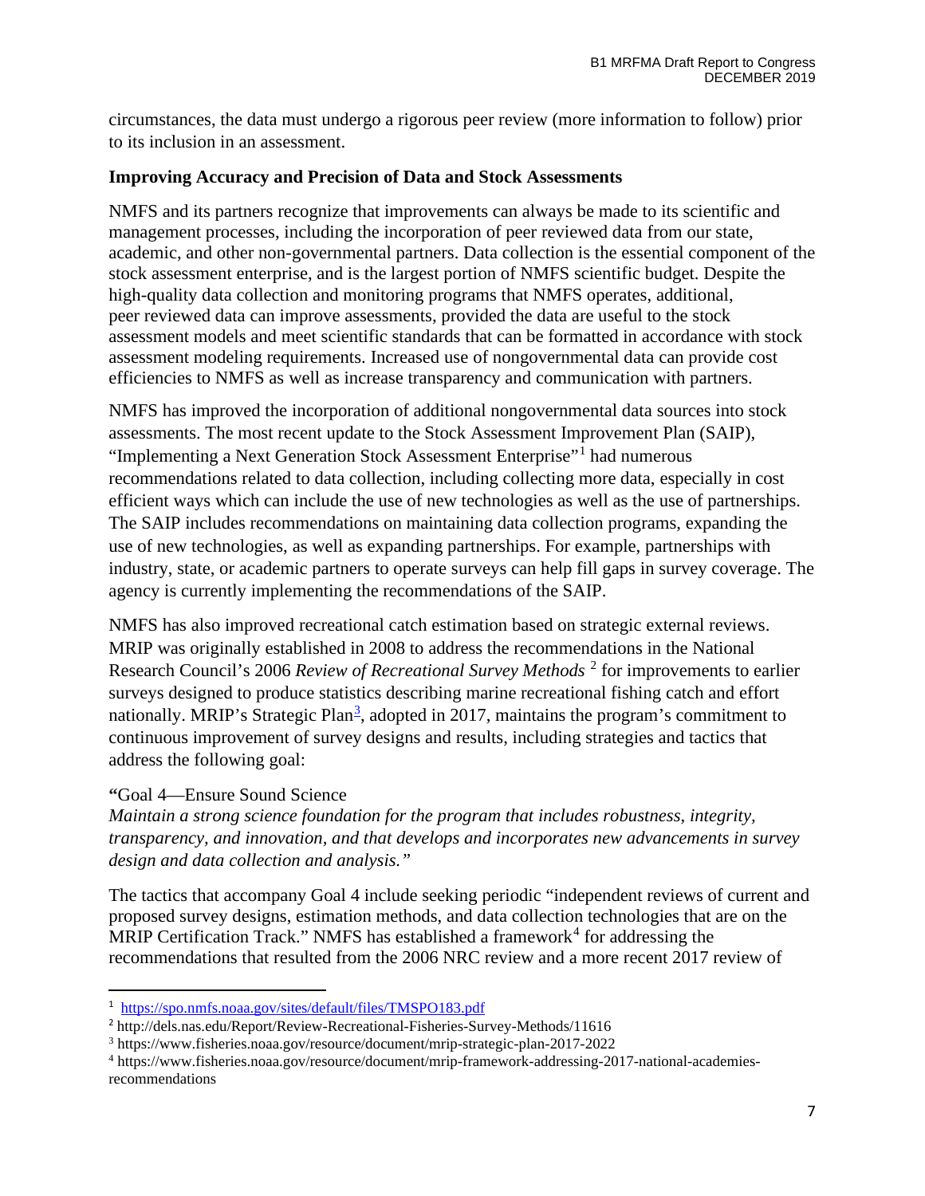circumstances, the data must undergo a rigorous peer review (more information to follow) prior to its inclusion in an assessment.

**Improving Accuracy and Precision of Data and Stock Assessments**

NMFS and its partners recognize that improvements can always be made to its scientific and management processes, including the incorporation of peer reviewed data from our state, academic, and other non-governmental partners. Data collection is the essential component of the stock assessment enterprise, and is the largest portion of NMFS scientific budget. Despite the high-quality data collection and monitoring programs that NMFS operates, additional, peer reviewed data can improve assessments, provided the data are useful to the stock assessment models and meet scientific standards that can be formatted in accordance with stock assessment modeling requirements. Increased use of nongovernmental data can provide cost efficiencies to NMFS as well as increase transparency and communication with partners.

NMFS has improved the incorporation of additional nongovernmental data sources into stock assessments. The most recent update to the Stock Assessment Improvement Plan (SAIP), "Implementing a Next Generation Stock Assessment Enterprise"[1] had numerous recommendations related to data collection, including collecting more data, especially in cost efficient ways which can include the use of new technologies as well as the use of partnerships. The SAIP includes recommendations on maintaining data collection programs, expanding the use of new technologies, as well as expanding partnerships. For example, partnerships with industry, state, or academic partners to operate surveys can help fill gaps in survey coverage. The agency is currently implementing the recommendations of the SAIP.

NMFS has also improved recreational catch estimation based on strategic external reviews. MRIP was originally established in 2008 to address the recommendations in the National Research Council's 2006 *Review of Recreational Survey Methods* [2] for improvements to earlier surveys designed to produce statistics describing marine recreational fishing catch and effort nationally. MRIP's Strategic Plan[3], adopted in 2017, maintains the program's commitment to continuous improvement of survey designs and results, including strategies and tactics that address the following goal:

"Goal 4—Ensure Sound Science
*Maintain a strong science foundation for the program that includes robustness, integrity, transparency, and innovation, and that develops and incorporates new advancements in survey design and data collection and analysis."*

The tactics that accompany Goal 4 include seeking periodic "independent reviews of current and proposed survey designs, estimation methods, and data collection technologies that are on the MRIP Certification Track." NMFS has established a framework[4] for addressing the recommendations that resulted from the 2006 NRC review and a more recent 2017 review of

---

[1] https://spo.nmfs.noaa.gov/sites/default/files/TMSPO183.pdf
[2] http://dels.nas.edu/Report/Review-Recreational-Fisheries-Survey-Methods/11616
[3] https://www.fisheries.noaa.gov/resource/document/mrip-strategic-plan-2017-2022
[4] https://www.fisheries.noaa.gov/resource/document/mrip-framework-addressing-2017-national-academies-recommendations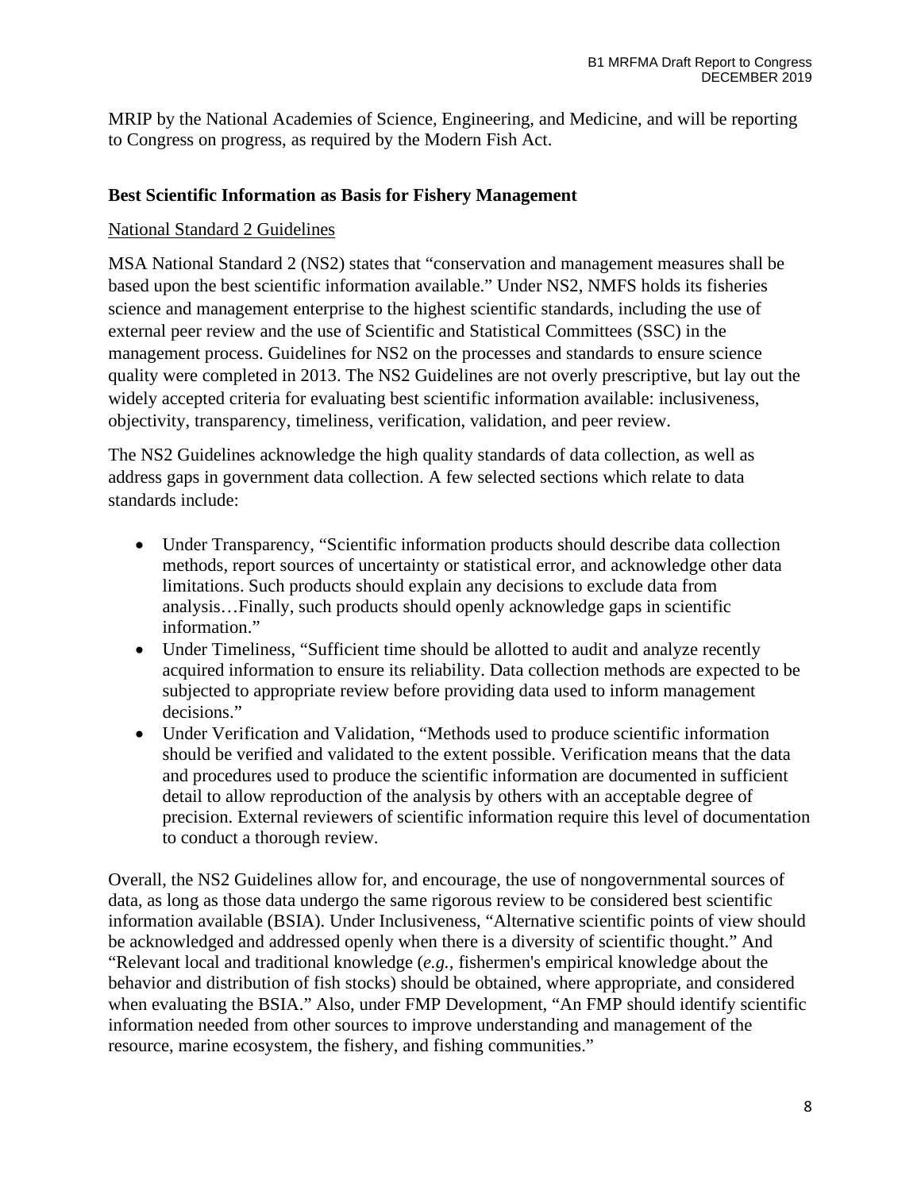MRIP by the National Academies of Science, Engineering, and Medicine, and will be reporting to Congress on progress, as required by the Modern Fish Act.

**Best Scientific Information as Basis for Fishery Management**

National Standard 2 Guidelines

MSA National Standard 2 (NS2) states that "conservation and management measures shall be based upon the best scientific information available." Under NS2, NMFS holds its fisheries science and management enterprise to the highest scientific standards, including the use of external peer review and the use of Scientific and Statistical Committees (SSC) in the management process. Guidelines for NS2 on the processes and standards to ensure science quality were completed in 2013. The NS2 Guidelines are not overly prescriptive, but lay out the widely accepted criteria for evaluating best scientific information available: inclusiveness, objectivity, transparency, timeliness, verification, validation, and peer review.

The NS2 Guidelines acknowledge the high quality standards of data collection, as well as address gaps in government data collection. A few selected sections which relate to data standards include:

- Under Transparency, "Scientific information products should describe data collection methods, report sources of uncertainty or statistical error, and acknowledge other data limitations. Such products should explain any decisions to exclude data from analysis…Finally, such products should openly acknowledge gaps in scientific information."
- Under Timeliness, "Sufficient time should be allotted to audit and analyze recently acquired information to ensure its reliability. Data collection methods are expected to be subjected to appropriate review before providing data used to inform management decisions."
- Under Verification and Validation, "Methods used to produce scientific information should be verified and validated to the extent possible. Verification means that the data and procedures used to produce the scientific information are documented in sufficient detail to allow reproduction of the analysis by others with an acceptable degree of precision. External reviewers of scientific information require this level of documentation to conduct a thorough review.

Overall, the NS2 Guidelines allow for, and encourage, the use of nongovernmental sources of data, as long as those data undergo the same rigorous review to be considered best scientific information available (BSIA). Under Inclusiveness, "Alternative scientific points of view should be acknowledged and addressed openly when there is a diversity of scientific thought." And "Relevant local and traditional knowledge (*e.g.*, fishermen's empirical knowledge about the behavior and distribution of fish stocks) should be obtained, where appropriate, and considered when evaluating the BSIA." Also, under FMP Development, "An FMP should identify scientific information needed from other sources to improve understanding and management of the resource, marine ecosystem, the fishery, and fishing communities."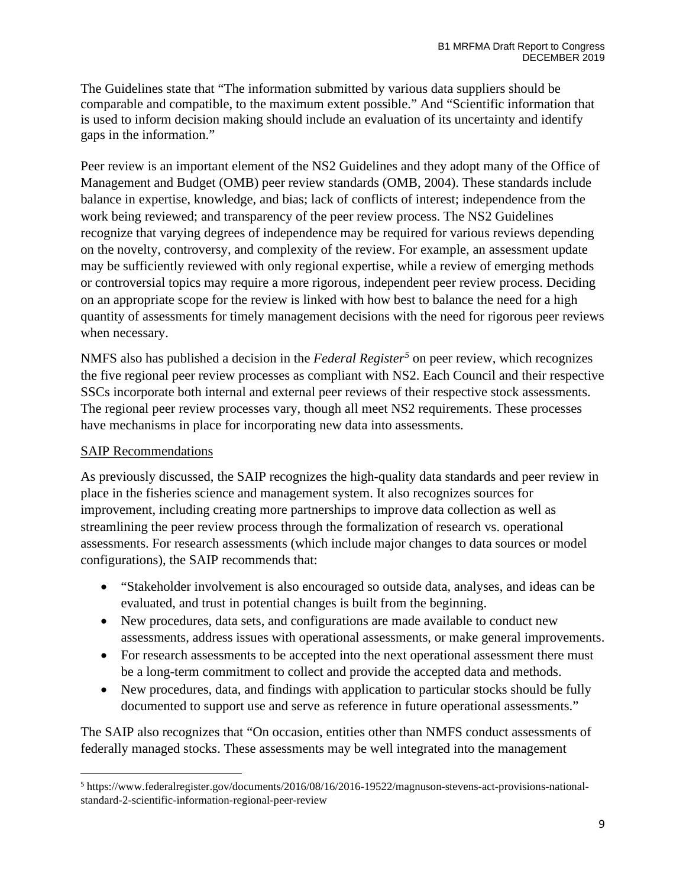The Guidelines state that "The information submitted by various data suppliers should be comparable and compatible, to the maximum extent possible." And "Scientific information that is used to inform decision making should include an evaluation of its uncertainty and identify gaps in the information."

Peer review is an important element of the NS2 Guidelines and they adopt many of the Office of Management and Budget (OMB) peer review standards (OMB, 2004). These standards include balance in expertise, knowledge, and bias; lack of conflicts of interest; independence from the work being reviewed; and transparency of the peer review process. The NS2 Guidelines recognize that varying degrees of independence may be required for various reviews depending on the novelty, controversy, and complexity of the review. For example, an assessment update may be sufficiently reviewed with only regional expertise, while a review of emerging methods or controversial topics may require a more rigorous, independent peer review process. Deciding on an appropriate scope for the review is linked with how best to balance the need for a high quantity of assessments for timely management decisions with the need for rigorous peer reviews when necessary.

NMFS also has published a decision in the *Federal Register*[5] on peer review, which recognizes the five regional peer review processes as compliant with NS2. Each Council and their respective SSCs incorporate both internal and external peer reviews of their respective stock assessments. The regional peer review processes vary, though all meet NS2 requirements. These processes have mechanisms in place for incorporating new data into assessments.

<u>SAIP Recommendations</u>

As previously discussed, the SAIP recognizes the high-quality data standards and peer review in place in the fisheries science and management system. It also recognizes sources for improvement, including creating more partnerships to improve data collection as well as streamlining the peer review process through the formalization of research vs. operational assessments. For research assessments (which include major changes to data sources or model configurations), the SAIP recommends that:

- "Stakeholder involvement is also encouraged so outside data, analyses, and ideas can be evaluated, and trust in potential changes is built from the beginning.
- New procedures, data sets, and configurations are made available to conduct new assessments, address issues with operational assessments, or make general improvements.
- For research assessments to be accepted into the next operational assessment there must be a long-term commitment to collect and provide the accepted data and methods.
- New procedures, data, and findings with application to particular stocks should be fully documented to support use and serve as reference in future operational assessments."

The SAIP also recognizes that "On occasion, entities other than NMFS conduct assessments of federally managed stocks. These assessments may be well integrated into the management

[5] https://www.federalregister.gov/documents/2016/08/16/2016-19522/magnuson-stevens-act-provisions-national-standard-2-scientific-information-regional-peer-review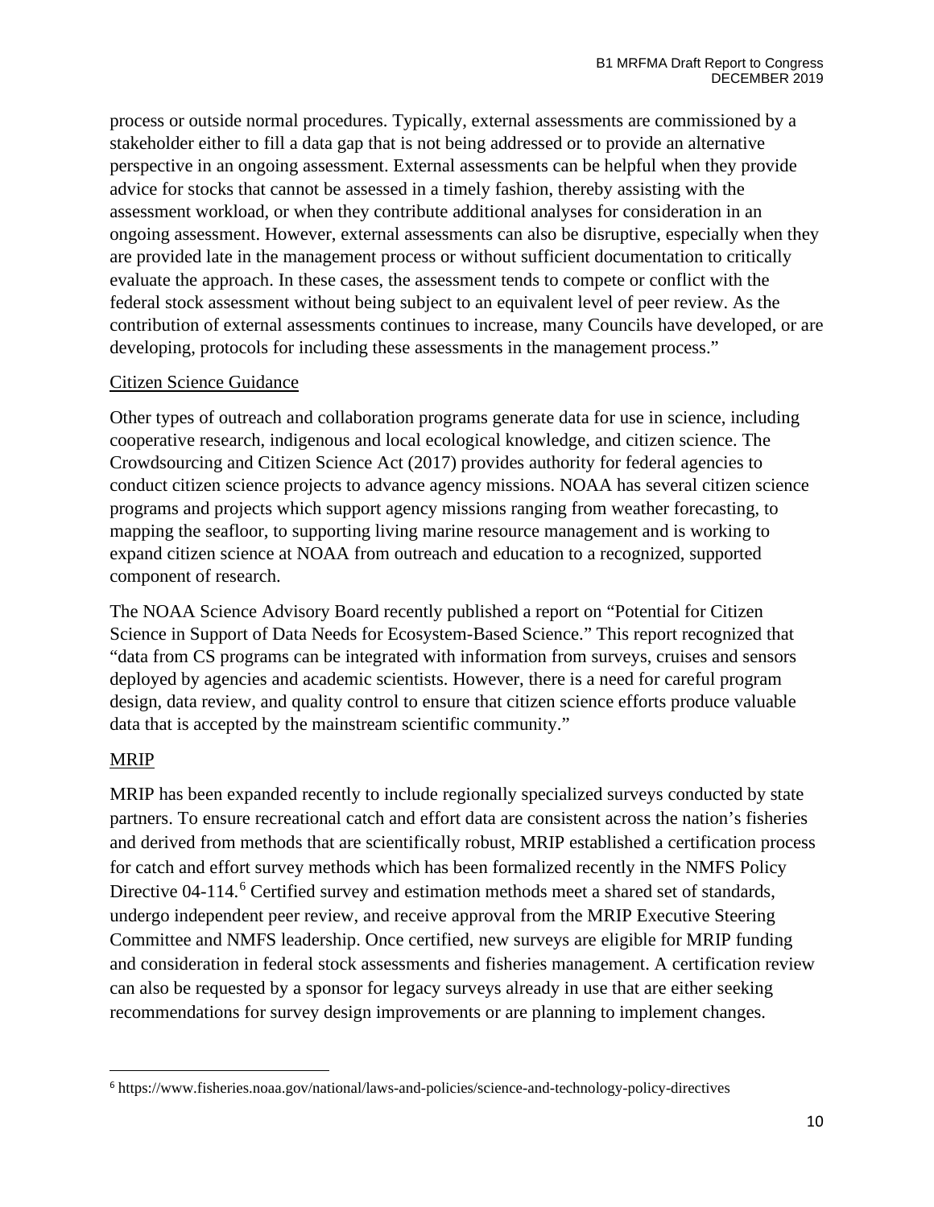process or outside normal procedures. Typically, external assessments are commissioned by a stakeholder either to fill a data gap that is not being addressed or to provide an alternative perspective in an ongoing assessment. External assessments can be helpful when they provide advice for stocks that cannot be assessed in a timely fashion, thereby assisting with the assessment workload, or when they contribute additional analyses for consideration in an ongoing assessment. However, external assessments can also be disruptive, especially when they are provided late in the management process or without sufficient documentation to critically evaluate the approach. In these cases, the assessment tends to compete or conflict with the federal stock assessment without being subject to an equivalent level of peer review. As the contribution of external assessments continues to increase, many Councils have developed, or are developing, protocols for including these assessments in the management process."

## Citizen Science Guidance

Other types of outreach and collaboration programs generate data for use in science, including cooperative research, indigenous and local ecological knowledge, and citizen science. The Crowdsourcing and Citizen Science Act (2017) provides authority for federal agencies to conduct citizen science projects to advance agency missions. NOAA has several citizen science programs and projects which support agency missions ranging from weather forecasting, to mapping the seafloor, to supporting living marine resource management and is working to expand citizen science at NOAA from outreach and education to a recognized, supported component of research.

The NOAA Science Advisory Board recently published a report on "Potential for Citizen Science in Support of Data Needs for Ecosystem-Based Science." This report recognized that "data from CS programs can be integrated with information from surveys, cruises and sensors deployed by agencies and academic scientists. However, there is a need for careful program design, data review, and quality control to ensure that citizen science efforts produce valuable data that is accepted by the mainstream scientific community."

## MRIP

MRIP has been expanded recently to include regionally specialized surveys conducted by state partners. To ensure recreational catch and effort data are consistent across the nation's fisheries and derived from methods that are scientifically robust, MRIP established a certification process for catch and effort survey methods which has been formalized recently in the NMFS Policy Directive 04-114.[6] Certified survey and estimation methods meet a shared set of standards, undergo independent peer review, and receive approval from the MRIP Executive Steering Committee and NMFS leadership. Once certified, new surveys are eligible for MRIP funding and consideration in federal stock assessments and fisheries management. A certification review can also be requested by a sponsor for legacy surveys already in use that are either seeking recommendations for survey design improvements or are planning to implement changes.

---

[6] https://www.fisheries.noaa.gov/national/laws-and-policies/science-and-technology-policy-directives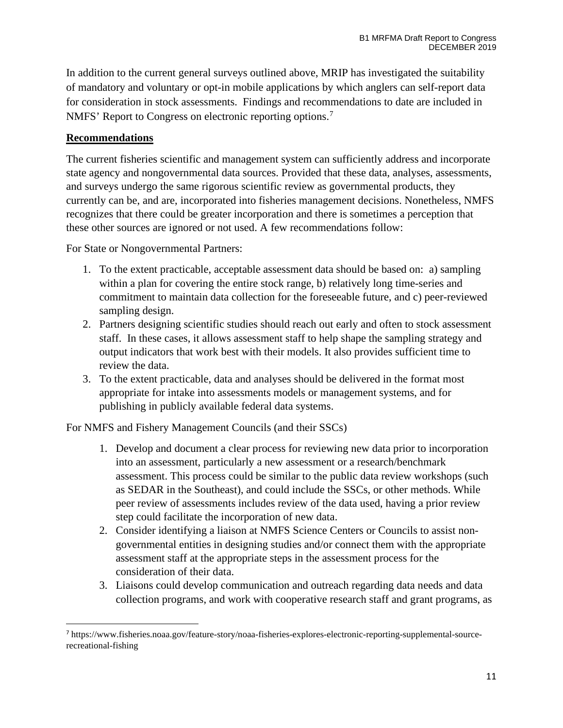In addition to the current general surveys outlined above, MRIP has investigated the suitability of mandatory and voluntary or opt-in mobile applications by which anglers can self-report data for consideration in stock assessments. Findings and recommendations to date are included in NMFS' Report to Congress on electronic reporting options.[7]

## Recommendations

The current fisheries scientific and management system can sufficiently address and incorporate state agency and nongovernmental data sources. Provided that these data, analyses, assessments, and surveys undergo the same rigorous scientific review as governmental products, they currently can be, and are, incorporated into fisheries management decisions. Nonetheless, NMFS recognizes that there could be greater incorporation and there is sometimes a perception that these other sources are ignored or not used. A few recommendations follow:

For State or Nongovernmental Partners:

1. To the extent practicable, acceptable assessment data should be based on: a) sampling within a plan for covering the entire stock range, b) relatively long time-series and commitment to maintain data collection for the foreseeable future, and c) peer-reviewed sampling design.
2. Partners designing scientific studies should reach out early and often to stock assessment staff. In these cases, it allows assessment staff to help shape the sampling strategy and output indicators that work best with their models. It also provides sufficient time to review the data.
3. To the extent practicable, data and analyses should be delivered in the format most appropriate for intake into assessments models or management systems, and for publishing in publicly available federal data systems.

For NMFS and Fishery Management Councils (and their SSCs)

1. Develop and document a clear process for reviewing new data prior to incorporation into an assessment, particularly a new assessment or a research/benchmark assessment. This process could be similar to the public data review workshops (such as SEDAR in the Southeast), and could include the SSCs, or other methods. While peer review of assessments includes review of the data used, having a prior review step could facilitate the incorporation of new data.
2. Consider identifying a liaison at NMFS Science Centers or Councils to assist non-governmental entities in designing studies and/or connect them with the appropriate assessment staff at the appropriate steps in the assessment process for the consideration of their data.
3. Liaisons could develop communication and outreach regarding data needs and data collection programs, and work with cooperative research staff and grant programs, as

[7] https://www.fisheries.noaa.gov/feature-story/noaa-fisheries-explores-electronic-reporting-supplemental-source-recreational-fishing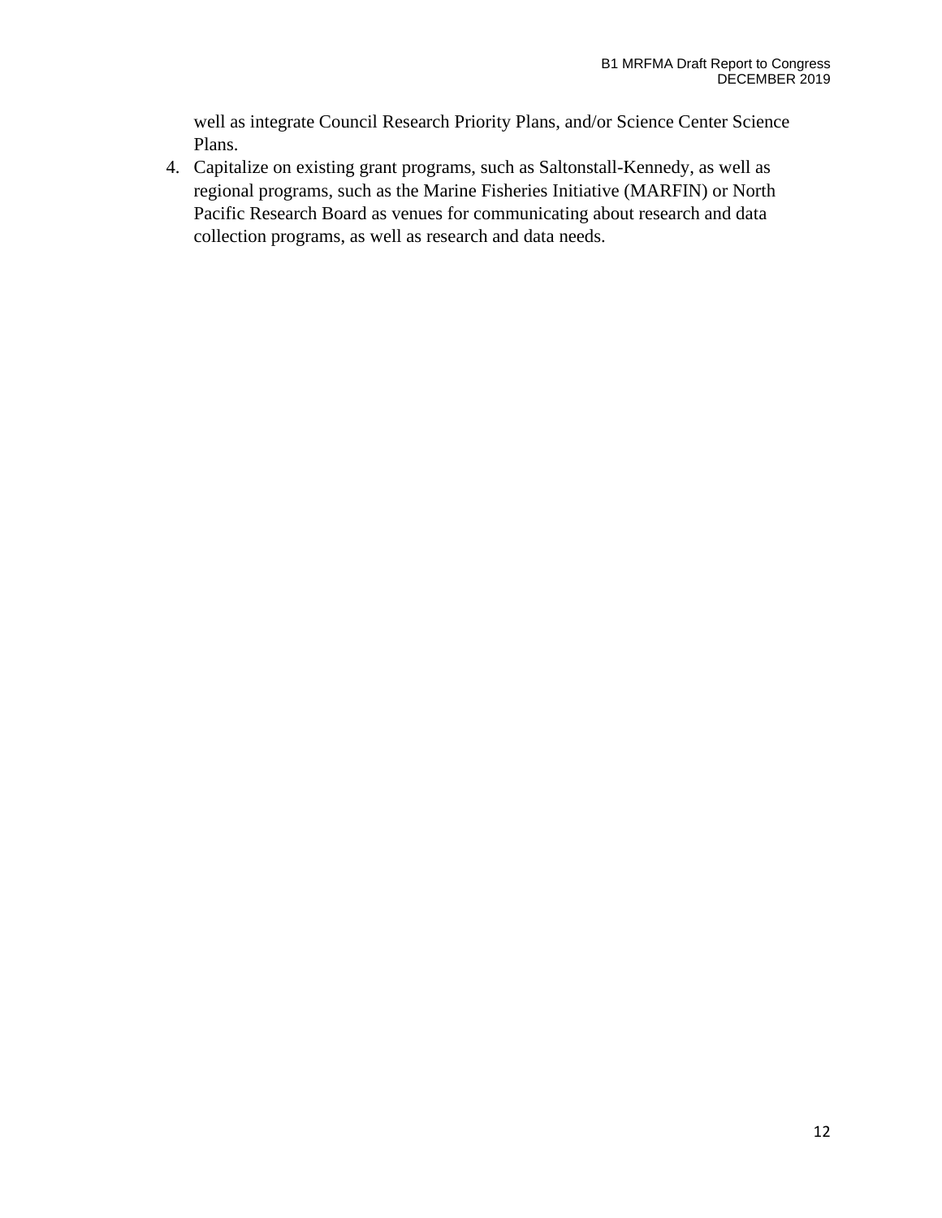well as integrate Council Research Priority Plans, and/or Science Center Science Plans.

4. Capitalize on existing grant programs, such as Saltonstall-Kennedy, as well as regional programs, such as the Marine Fisheries Initiative (MARFIN) or North Pacific Research Board as venues for communicating about research and data collection programs, as well as research and data needs.